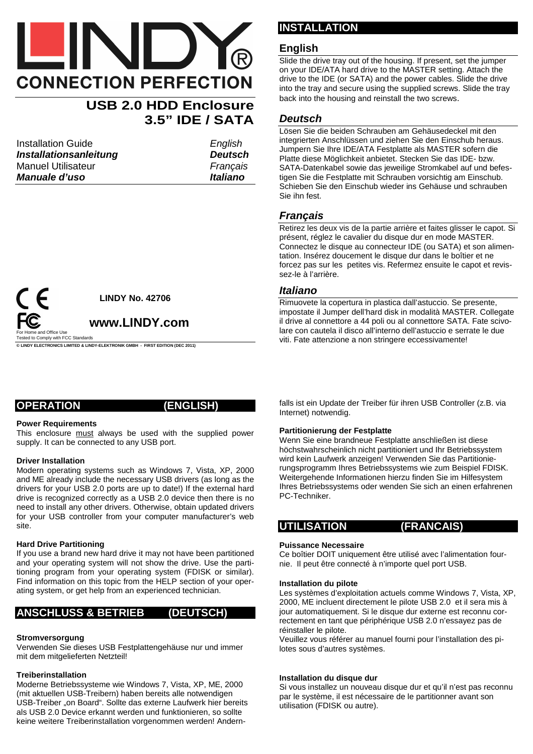# LINDY®

**CONNECTION PERFECTION**

## USB 2.0 HDD Enclosure 3.5" IDE / SATA

| | |
|---|---|
| Installation Guide | *English* |
| ***Installationsanleitung*** | ***Deutsch*** |
| Manuel Utilisateur | *Français* |
| ***Manuale d'uso*** | ***Italiano*** |

**LINDY No. 42706**

**www.LINDY.com**

For Home and Office Use
Tested to Comply with FCC Standards

**© LINDY ELECTRONICS LIMITED & LINDY-ELEKTRONIK GMBH - FIRST EDITION (DEC 2011)**

## INSTALLATION

### English

Slide the drive tray out of the housing. If present, set the jumper on your IDE/ATA hard drive to the MASTER setting. Attach the drive to the IDE (or SATA) and the power cables. Slide the drive into the tray and secure using the supplied screws. Slide the tray back into the housing and reinstall the two screws.

### *Deutsch*

Lösen Sie die beiden Schrauben am Gehäusedeckel mit den integrierten Anschlüssen und ziehen Sie den Einschub heraus. Jumpern Sie Ihre IDE/ATA Festplatte als MASTER sofern die Platte diese Möglichkeit anbietet. Stecken Sie das IDE- bzw. SATA-Datenkabel sowie das jeweilige Stromkabel auf und befestigen Sie die Festplatte mit Schrauben vorsichtig am Einschub. Schieben Sie den Einschub wieder ins Gehäuse und schrauben Sie ihn fest.

### *Français*

Retirez les deux vis de la partie arrière et faites glisser le capot. Si présent, réglez le cavalier du disque dur en mode MASTER. Connectez le disque au connecteur IDE (ou SATA) et son alimentation. Insérez doucement le disque dur dans le boîtier et ne forcez pas sur les petites vis. Refermez ensuite le capot et revissez-le à l'arrière.

### *Italiano*

Rimuovete la copertura in plastica dall'astuccio. Se presente, impostate il Jumper dell'hard disk in modalità MASTER. Collegate il drive al connettore a 44 poli ou al connettore SATA. Fate scivolare con cautela il disco all'interno dell'astuccio e serrate le due viti. Fate attenzione a non stringere eccessivamente!

## OPERATION (ENGLISH)

**Power Requirements**

This enclosure must always be used with the supplied power supply. It can be connected to any USB port.

**Driver Installation**

Modern operating systems such as Windows 7, Vista, XP, 2000 and ME already include the necessary USB drivers (as long as the drivers for your USB 2.0 ports are up to date!) If the external hard drive is recognized correctly as a USB 2.0 device then there is no need to install any other drivers. Otherwise, obtain updated drivers for your USB controller from your computer manufacturer's web site.

**Hard Drive Partitioning**

If you use a brand new hard drive it may not have been partitioned and your operating system will not show the drive. Use the partitioning program from your operating system (FDISK or similar). Find information on this topic from the HELP section of your operating system, or get help from an experienced technician.

## ANSCHLUSS & BETRIEB (DEUTSCH)

**Stromversorgung**

Verwenden Sie dieses USB Festplattengehäuse nur und immer mit dem mitgelieferten Netzteil!

**Treiberinstallation**

Moderne Betriebssysteme wie Windows 7, Vista, XP, ME, 2000 (mit aktuellen USB-Treibern) haben bereits alle notwendigen USB-Treiber „on Board". Sollte das externe Laufwerk hier bereits als USB 2.0 Device erkannt werden und funktionieren, so sollte keine weitere Treiberinstallation vorgenommen werden! Andernfalls ist ein Update der Treiber für ihren USB Controller (z.B. via Internet) notwendig.

**Partitionierung der Festplatte**

Wenn Sie eine brandneue Festplatte anschließen ist diese höchstwahrscheinlich nicht partitioniert und Ihr Betriebssystem wird kein Laufwerk anzeigen! Verwenden Sie das Partitionierungsprogramm Ihres Betriebssystems wie zum Beispiel FDISK. Weitergehende Informationen hierzu finden Sie im Hilfesystem Ihres Betriebssystems oder wenden Sie sich an einen erfahrenen PC-Techniker.

## UTILISATION (FRANCAIS)

**Puissance Necessaire**

Ce boîtier DOIT uniquement être utilisé avec l'alimentation fournie. Il peut être connecté à n'importe quel port USB.

**Installation du pilote**

Les systèmes d'exploitation actuels comme Windows 7, Vista, XP, 2000, ME incluent directement le pilote USB 2.0 et il sera mis à jour automatiquement. Si le disque dur externe est reconnu correctement en tant que périphérique USB 2.0 n'essayez pas de réinstaller le pilote.

Veuillez vous référer au manuel fourni pour l'installation des pilotes sous d'autres systèmes.

**Installation du disque dur**

Si vous installez un nouveau disque dur et qu'il n'est pas reconnu par le système, il est nécessaire de le partitionner avant son utilisation (FDISK ou autre).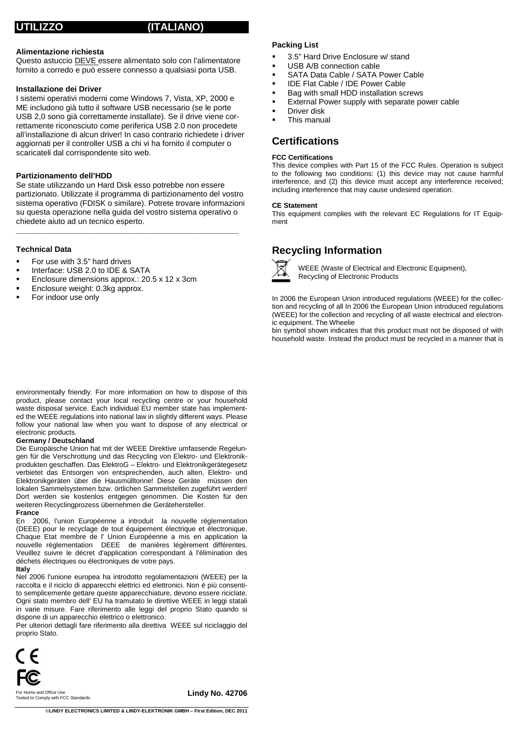## UTILIZZO (ITALIANO)

**Alimentazione richiesta**

Questo astuccio DEVE essere alimentato solo con l'alimentatore fornito a corredo e può essere connesso a qualsiasi porta USB.

**Installazione dei Driver**

I sistemi operativi moderni come Windows 7, Vista, XP, 2000 e ME includono già tutto il software USB necessario (se le porte USB 2,0 sono già correttamente installate). Se il drive viene correttamente riconosciuto come periferica USB 2.0 non procedete all'installazione di alcun driver! In caso contrario richiedete i driver aggiornati per il controller USB a chi vi ha fornito il computer o scaricateli dal corrispondente sito web.

**Partizionamento dell'HDD**

Se state utilizzando un Hard Disk esso potrebbe non essere partizionato. Utilizzate il programma di partizionamento del vostro sistema operativo (FDISK o similare). Potrete trovare informazioni su questa operazione nella guida del vostro sistema operativo o chiedete aiuto ad un tecnico esperto.

---

**Technical Data**

- For use with 3.5" hard drives
- Interface: USB 2.0 to IDE & SATA
- Enclosure dimensions approx.: 20.5 x 12 x 3cm
- Enclosure weight: 0.3kg approx.
- For indoor use only

**Packing List**

- 3.5" Hard Drive Enclosure w/ stand
- USB A/B connection cable
- SATA Data Cable / SATA Power Cable
- IDE Flat Cable / IDE Power Cable
- Bag with small HDD installation screws
- External Power supply with separate power cable
- Driver disk
- This manual

## Certifications

**FCC Certifications**

This device complies with Part 15 of the FCC Rules. Operation is subject to the following two conditions: (1) this device may not cause harmful interference, and (2) this device must accept any interference received; including interference that may cause undesired operation.

**CE Statement**

This equipment complies with the relevant EC Regulations for IT Equipment

## Recycling Information

WEEE (Waste of Electrical and Electronic Equipment),
Recycling of Electronic Products

In 2006 the European Union introduced regulations (WEEE) for the collection and recycling of all In 2006 the European Union introduced regulations (WEEE) for the collection and recycling of all waste electrical and electronic equipment. The Wheelie bin symbol shown indicates that this product must not be disposed of with household waste. Instead the product must be recycled in a manner that is environmentally friendly. For more information on how to dispose of this product, please contact your local recycling centre or your household waste disposal service. Each individual EU member state has implemented the WEEE regulations into national law in slightly different ways. Please follow your national law when you want to dispose of any electrical or electronic products.

**Germany / Deutschland**

Die Europäische Union hat mit der WEEE Direktive umfassende Regelungen für die Verschrottung und das Recycling von Elektro- und Elektronikprodukten geschaffen. Das ElektroG – Elektro- und Elektronikgerätegesetz verbietet das Entsorgen von entsprechenden, auch alten, Elektro- und Elektronikgeräten über die Hausmülltonne! Diese Geräte müssen den lokalen Sammelsystemen bzw. örtlichen Sammelstellen zugeführt werden! Dort werden sie kostenlos entgegen genommen. Die Kosten für den weiteren Recyclingprozess übernehmen die Gerätehersteller.

**France**

En 2006, l'union Européenne a introduit la nouvelle réglementation (DEEE) pour le recyclage de tout équipement électrique et électronique. Chaque Etat membre de l' Union Européenne a mis en application la nouvelle réglementation DEEE de manières légèrement différentes. Veuillez suivre le décret d'application correspondant à l'élimination des déchets électriques ou électroniques de votre pays.

**Italy**

Nel 2006 l'unione europea ha introdotto regolamentazioni (WEEE) per la raccolta e il riciclo di apparecchi elettrici ed elettronici. Non è più consentito semplicemente gettare queste apparecchiature, devono essere riciclate. Ogni stato membro dell' EU ha tramutato le direttive WEEE in leggi statali in varie misure. Fare riferimento alle leggi del proprio Stato quando si dispone di un apparecchio elettrico o elettronico.

Per ulteriori dettagli fare riferimento alla direttiva WEEE sul riciclaggio del proprio Stato.

CE

FC

For Home and Office Use
Tested to Comply with FCC Standards

**Lindy No. 42706**

**©LINDY ELECTRONICS LIMITED & LINDY-ELEKTRONIK GMBH – First Edition, DEC 2011**